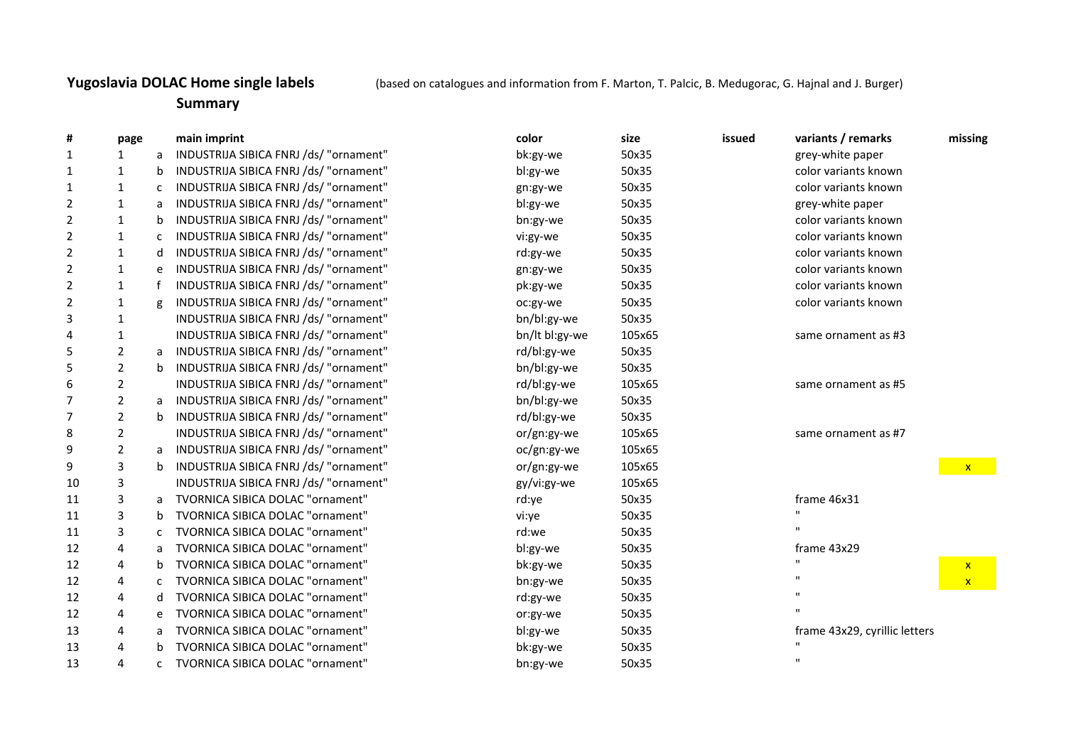**Yugoslavia DOLAC Home single labels** (based on catalogues and information from F. Marton, T. Palcic, B. Medugorac, G. Hajnal and J. Burger)

**Summary**

| # | page | | main imprint | color | size | issued | variants / remarks | missing |
|---|---|---|---|---|---|---|---|---|
| 1 | 1 | a | INDUSTRIJA SIBICA FNRJ /ds/ "ornament" | bk:gy-we | 50x35 | | grey-white paper | |
| 1 | 1 | b | INDUSTRIJA SIBICA FNRJ /ds/ "ornament" | bl:gy-we | 50x35 | | color variants known | |
| 1 | 1 | c | INDUSTRIJA SIBICA FNRJ /ds/ "ornament" | gn:gy-we | 50x35 | | color variants known | |
| 2 | 1 | a | INDUSTRIJA SIBICA FNRJ /ds/ "ornament" | bl:gy-we | 50x35 | | grey-white paper | |
| 2 | 1 | b | INDUSTRIJA SIBICA FNRJ /ds/ "ornament" | bn:gy-we | 50x35 | | color variants known | |
| 2 | 1 | c | INDUSTRIJA SIBICA FNRJ /ds/ "ornament" | vi:gy-we | 50x35 | | color variants known | |
| 2 | 1 | d | INDUSTRIJA SIBICA FNRJ /ds/ "ornament" | rd:gy-we | 50x35 | | color variants known | |
| 2 | 1 | e | INDUSTRIJA SIBICA FNRJ /ds/ "ornament" | gn:gy-we | 50x35 | | color variants known | |
| 2 | 1 | f | INDUSTRIJA SIBICA FNRJ /ds/ "ornament" | pk:gy-we | 50x35 | | color variants known | |
| 2 | 1 | g | INDUSTRIJA SIBICA FNRJ /ds/ "ornament" | oc:gy-we | 50x35 | | color variants known | |
| 3 | 1 | | INDUSTRIJA SIBICA FNRJ /ds/ "ornament" | bn/bl:gy-we | 50x35 | | | |
| 4 | 1 | | INDUSTRIJA SIBICA FNRJ /ds/ "ornament" | bn/lt bl:gy-we | 105x65 | | same ornament as #3 | |
| 5 | 2 | a | INDUSTRIJA SIBICA FNRJ /ds/ "ornament" | rd/bl:gy-we | 50x35 | | | |
| 5 | 2 | b | INDUSTRIJA SIBICA FNRJ /ds/ "ornament" | bn/bl:gy-we | 50x35 | | | |
| 6 | 2 | | INDUSTRIJA SIBICA FNRJ /ds/ "ornament" | rd/bl:gy-we | 105x65 | | same ornament as #5 | |
| 7 | 2 | a | INDUSTRIJA SIBICA FNRJ /ds/ "ornament" | bn/bl:gy-we | 50x35 | | | |
| 7 | 2 | b | INDUSTRIJA SIBICA FNRJ /ds/ "ornament" | rd/bl:gy-we | 50x35 | | | |
| 8 | 2 | | INDUSTRIJA SIBICA FNRJ /ds/ "ornament" | or/gn:gy-we | 105x65 | | same ornament as #7 | |
| 9 | 2 | a | INDUSTRIJA SIBICA FNRJ /ds/ "ornament" | oc/gn:gy-we | 105x65 | | | |
| 9 | 3 | b | INDUSTRIJA SIBICA FNRJ /ds/ "ornament" | or/gn:gy-we | 105x65 | | | x |
| 10 | 3 | | INDUSTRIJA SIBICA FNRJ /ds/ "ornament" | gy/vi:gy-we | 105x65 | | | |
| 11 | 3 | a | TVORNICA SIBICA DOLAC "ornament" | rd:ye | 50x35 | | frame 46x31 | |
| 11 | 3 | b | TVORNICA SIBICA DOLAC "ornament" | vi:ye | 50x35 | | " | |
| 11 | 3 | c | TVORNICA SIBICA DOLAC "ornament" | rd:we | 50x35 | | " | |
| 12 | 4 | a | TVORNICA SIBICA DOLAC "ornament" | bl:gy-we | 50x35 | | frame 43x29 | |
| 12 | 4 | b | TVORNICA SIBICA DOLAC "ornament" | bk:gy-we | 50x35 | | " | x |
| 12 | 4 | c | TVORNICA SIBICA DOLAC "ornament" | bn:gy-we | 50x35 | | " | x |
| 12 | 4 | d | TVORNICA SIBICA DOLAC "ornament" | rd:gy-we | 50x35 | | " | |
| 12 | 4 | e | TVORNICA SIBICA DOLAC "ornament" | or:gy-we | 50x35 | | " | |
| 13 | 4 | a | TVORNICA SIBICA DOLAC "ornament" | bl:gy-we | 50x35 | | frame 43x29, cyrillic letters | |
| 13 | 4 | b | TVORNICA SIBICA DOLAC "ornament" | bk:gy-we | 50x35 | | " | |
| 13 | 4 | c | TVORNICA SIBICA DOLAC "ornament" | bn:gy-we | 50x35 | | " | |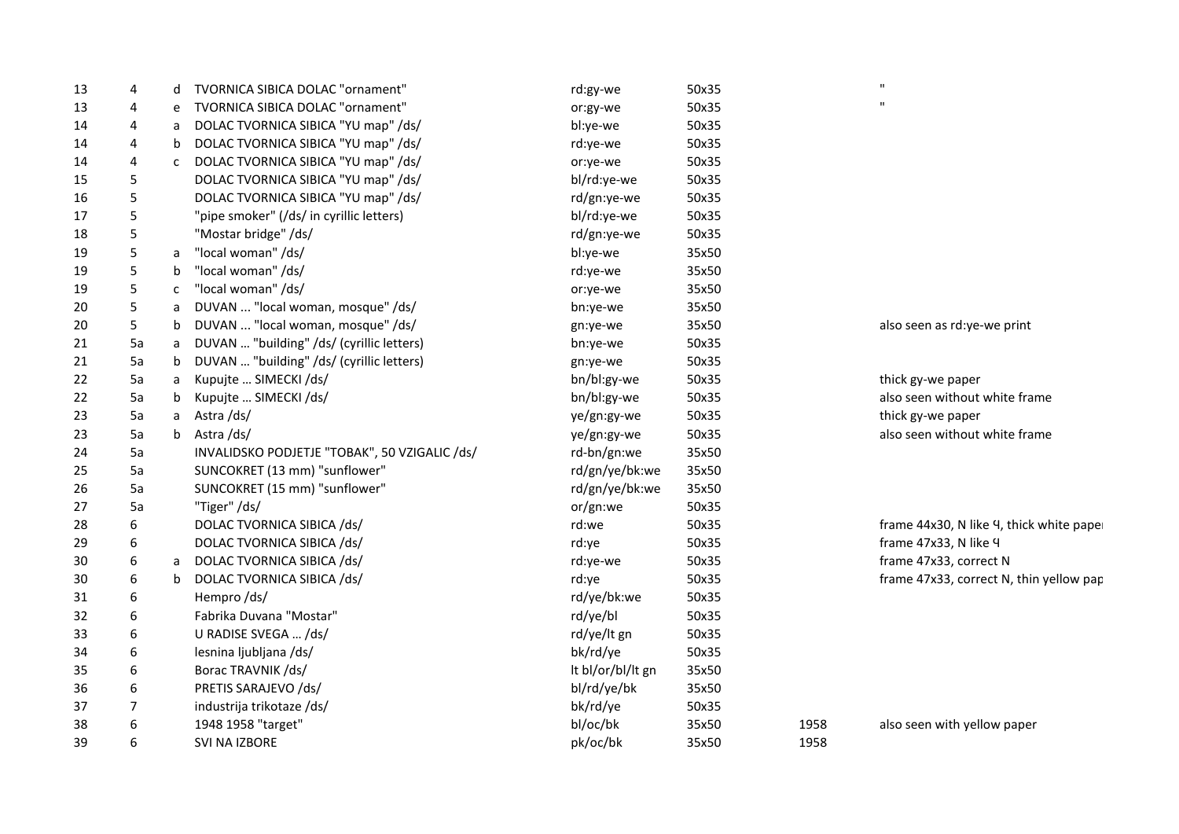| | | | | | | | |
|---|---|---|---|---|---|---|---|
| 13 | 4 | d | TVORNICA SIBICA DOLAC "ornament" | rd:gy-we | 50x35 | | " |
| 13 | 4 | e | TVORNICA SIBICA DOLAC "ornament" | or:gy-we | 50x35 | | " |
| 14 | 4 | a | DOLAC TVORNICA SIBICA "YU map" /ds/ | bl:ye-we | 50x35 | | |
| 14 | 4 | b | DOLAC TVORNICA SIBICA "YU map" /ds/ | rd:ye-we | 50x35 | | |
| 14 | 4 | c | DOLAC TVORNICA SIBICA "YU map" /ds/ | or:ye-we | 50x35 | | |
| 15 | 5 | | DOLAC TVORNICA SIBICA "YU map" /ds/ | bl/rd:ye-we | 50x35 | | |
| 16 | 5 | | DOLAC TVORNICA SIBICA "YU map" /ds/ | rd/gn:ye-we | 50x35 | | |
| 17 | 5 | | "pipe smoker" (/ds/ in cyrillic letters) | bl/rd:ye-we | 50x35 | | |
| 18 | 5 | | "Mostar bridge" /ds/ | rd/gn:ye-we | 50x35 | | |
| 19 | 5 | a | "local woman" /ds/ | bl:ye-we | 35x50 | | |
| 19 | 5 | b | "local woman" /ds/ | rd:ye-we | 35x50 | | |
| 19 | 5 | c | "local woman" /ds/ | or:ye-we | 35x50 | | |
| 20 | 5 | a | DUVAN ... "local woman, mosque" /ds/ | bn:ye-we | 35x50 | | |
| 20 | 5 | b | DUVAN ... "local woman, mosque" /ds/ | gn:ye-we | 35x50 | | also seen as rd:ye-we print |
| 21 | 5a | a | DUVAN … "building" /ds/ (cyrillic letters) | bn:ye-we | 50x35 | | |
| 21 | 5a | b | DUVAN … "building" /ds/ (cyrillic letters) | gn:ye-we | 50x35 | | |
| 22 | 5a | a | Kupujte … SIMECKI /ds/ | bn/bl:gy-we | 50x35 | | thick gy-we paper |
| 22 | 5a | b | Kupujte … SIMECKI /ds/ | bn/bl:gy-we | 50x35 | | also seen without white frame |
| 23 | 5a | a | Astra /ds/ | ye/gn:gy-we | 50x35 | | thick gy-we paper |
| 23 | 5a | b | Astra /ds/ | ye/gn:gy-we | 50x35 | | also seen without white frame |
| 24 | 5a | | INVALIDSKO PODJETJE "TOBAK", 50 VZIGALIC /ds/ | rd-bn/gn:we | 35x50 | | |
| 25 | 5a | | SUNCOKRET (13 mm) "sunflower" | rd/gn/ye/bk:we | 35x50 | | |
| 26 | 5a | | SUNCOKRET (15 mm) "sunflower" | rd/gn/ye/bk:we | 35x50 | | |
| 27 | 5a | | "Tiger" /ds/ | or/gn:we | 50x35 | | |
| 28 | 6 | | DOLAC TVORNICA SIBICA /ds/ | rd:we | 50x35 | | frame 44x30, N like Ч, thick white paper |
| 29 | 6 | | DOLAC TVORNICA SIBICA /ds/ | rd:ye | 50x35 | | frame 47x33, N like Ч |
| 30 | 6 | a | DOLAC TVORNICA SIBICA /ds/ | rd:ye-we | 50x35 | | frame 47x33, correct N |
| 30 | 6 | b | DOLAC TVORNICA SIBICA /ds/ | rd:ye | 50x35 | | frame 47x33, correct N, thin yellow pap |
| 31 | 6 | | Hempro /ds/ | rd/ye/bk:we | 50x35 | | |
| 32 | 6 | | Fabrika Duvana "Mostar" | rd/ye/bl | 50x35 | | |
| 33 | 6 | | U RADISE SVEGA … /ds/ | rd/ye/lt gn | 50x35 | | |
| 34 | 6 | | lesnina ljubljana /ds/ | bk/rd/ye | 50x35 | | |
| 35 | 6 | | Borac TRAVNIK /ds/ | lt bl/or/bl/lt gn | 35x50 | | |
| 36 | 6 | | PRETIS SARAJEVO /ds/ | bl/rd/ye/bk | 35x50 | | |
| 37 | 7 | | industrija trikotaze /ds/ | bk/rd/ye | 50x35 | | |
| 38 | 6 | | 1948 1958 "target" | bl/oc/bk | 35x50 | 1958 | also seen with yellow paper |
| 39 | 6 | | SVI NA IZBORE | pk/oc/bk | 35x50 | 1958 | |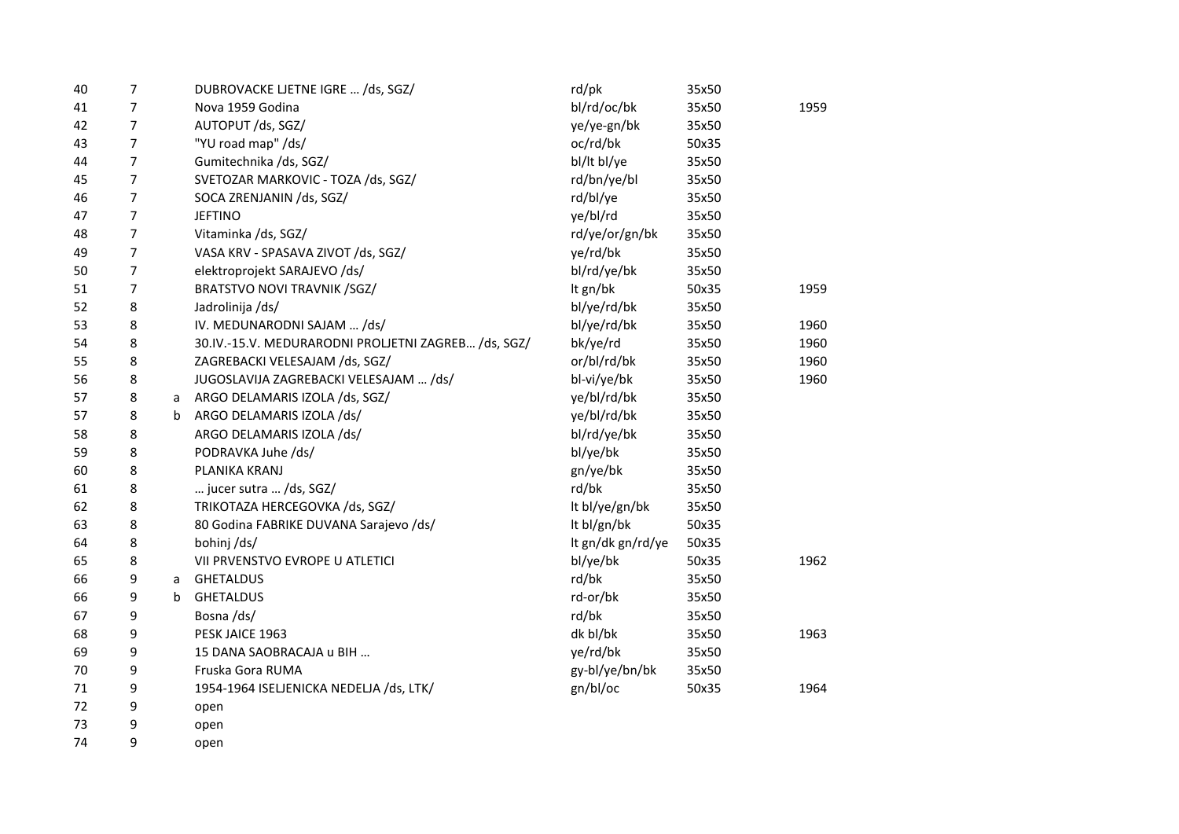| | | | | | | |
|---|---|---|---|---|---|---|
| 40 | 7 | | DUBROVACKE LJETNE IGRE … /ds, SGZ/ | rd/pk | 35x50 | |
| 41 | 7 | | Nova 1959 Godina | bl/rd/oc/bk | 35x50 | 1959 |
| 42 | 7 | | AUTOPUT /ds, SGZ/ | ye/ye-gn/bk | 35x50 | |
| 43 | 7 | | "YU road map" /ds/ | oc/rd/bk | 50x35 | |
| 44 | 7 | | Gumitechnika /ds, SGZ/ | bl/lt bl/ye | 35x50 | |
| 45 | 7 | | SVETOZAR MARKOVIC - TOZA /ds, SGZ/ | rd/bn/ye/bl | 35x50 | |
| 46 | 7 | | SOCA ZRENJANIN /ds, SGZ/ | rd/bl/ye | 35x50 | |
| 47 | 7 | | JEFTINO | ye/bl/rd | 35x50 | |
| 48 | 7 | | Vitaminka /ds, SGZ/ | rd/ye/or/gn/bk | 35x50 | |
| 49 | 7 | | VASA KRV - SPASAVA ZIVOT /ds, SGZ/ | ye/rd/bk | 35x50 | |
| 50 | 7 | | elektroprojekt SARAJEVO /ds/ | bl/rd/ye/bk | 35x50 | |
| 51 | 7 | | BRATSTVO NOVI TRAVNIK /SGZ/ | lt gn/bk | 50x35 | 1959 |
| 52 | 8 | | Jadrolinija /ds/ | bl/ye/rd/bk | 35x50 | |
| 53 | 8 | | IV. MEDUNARODNI SAJAM … /ds/ | bl/ye/rd/bk | 35x50 | 1960 |
| 54 | 8 | | 30.IV.-15.V. MEDURARODNI PROLJETNI ZAGREB… /ds, SGZ/ | bk/ye/rd | 35x50 | 1960 |
| 55 | 8 | | ZAGREBACKI VELESAJAM /ds, SGZ/ | or/bl/rd/bk | 35x50 | 1960 |
| 56 | 8 | | JUGOSLAVIJA ZAGREBACKI VELESAJAM … /ds/ | bl-vi/ye/bk | 35x50 | 1960 |
| 57 | 8 | a | ARGO DELAMARIS IZOLA /ds, SGZ/ | ye/bl/rd/bk | 35x50 | |
| 57 | 8 | b | ARGO DELAMARIS IZOLA /ds/ | ye/bl/rd/bk | 35x50 | |
| 58 | 8 | | ARGO DELAMARIS IZOLA /ds/ | bl/rd/ye/bk | 35x50 | |
| 59 | 8 | | PODRAVKA Juhe /ds/ | bl/ye/bk | 35x50 | |
| 60 | 8 | | PLANIKA KRANJ | gn/ye/bk | 35x50 | |
| 61 | 8 | | … jucer sutra … /ds, SGZ/ | rd/bk | 35x50 | |
| 62 | 8 | | TRIKOTAZA HERCEGOVKA /ds, SGZ/ | lt bl/ye/gn/bk | 35x50 | |
| 63 | 8 | | 80 Godina FABRIKE DUVANA Sarajevo /ds/ | lt bl/gn/bk | 50x35 | |
| 64 | 8 | | bohinj /ds/ | lt gn/dk gn/rd/ye | 50x35 | |
| 65 | 8 | | VII PRVENSTVO EVROPE U ATLETICI | bl/ye/bk | 50x35 | 1962 |
| 66 | 9 | a | GHETALDUS | rd/bk | 35x50 | |
| 66 | 9 | b | GHETALDUS | rd-or/bk | 35x50 | |
| 67 | 9 | | Bosna /ds/ | rd/bk | 35x50 | |
| 68 | 9 | | PESK JAICE 1963 | dk bl/bk | 35x50 | 1963 |
| 69 | 9 | | 15 DANA SAOBRACAJA u BIH … | ye/rd/bk | 35x50 | |
| 70 | 9 | | Fruska Gora RUMA | gy-bl/ye/bn/bk | 35x50 | |
| 71 | 9 | | 1954-1964 ISELJENICKA NEDELJA /ds, LTK/ | gn/bl/oc | 50x35 | 1964 |
| 72 | 9 | | open | | | |
| 73 | 9 | | open | | | |
| 74 | 9 | | open | | | |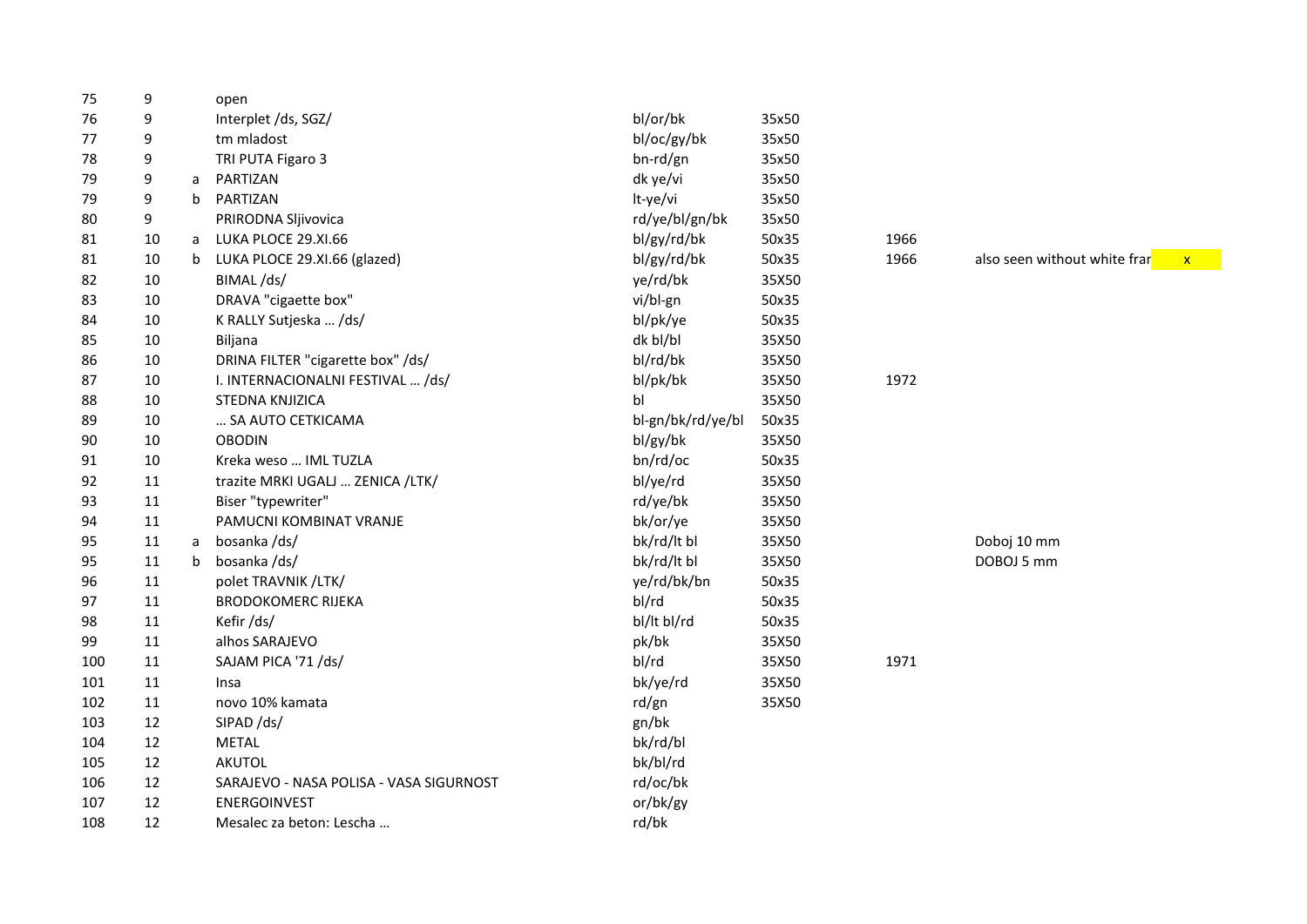| | | | | | | | | |
|---|---|---|---|---|---|---|---|---|
| 75 | 9 | | open | | | | | |
| 76 | 9 | | Interplet /ds, SGZ/ | bl/or/bk | 35x50 | | | |
| 77 | 9 | | tm mladost | bl/oc/gy/bk | 35x50 | | | |
| 78 | 9 | | TRI PUTA Figaro 3 | bn-rd/gn | 35x50 | | | |
| 79 | 9 | a | PARTIZAN | dk ye/vi | 35x50 | | | |
| 79 | 9 | b | PARTIZAN | lt-ye/vi | 35x50 | | | |
| 80 | 9 | | PRIRODNA Sljivovica | rd/ye/bl/gn/bk | 35x50 | | | |
| 81 | 10 | a | LUKA PLOCE 29.XI.66 | bl/gy/rd/bk | 50x35 | 1966 | | |
| 81 | 10 | b | LUKA PLOCE 29.XI.66 (glazed) | bl/gy/rd/bk | 50x35 | 1966 | also seen without white frar | x |
| 82 | 10 | | BIMAL /ds/ | ye/rd/bk | 35X50 | | | |
| 83 | 10 | | DRAVA "cigaette box" | vi/bl-gn | 50x35 | | | |
| 84 | 10 | | K RALLY Sutjeska … /ds/ | bl/pk/ye | 50x35 | | | |
| 85 | 10 | | Biljana | dk bl/bl | 35X50 | | | |
| 86 | 10 | | DRINA FILTER "cigarette box" /ds/ | bl/rd/bk | 35X50 | | | |
| 87 | 10 | | I. INTERNACIONALNI FESTIVAL … /ds/ | bl/pk/bk | 35X50 | 1972 | | |
| 88 | 10 | | STEDNA KNJIZICA | bl | 35X50 | | | |
| 89 | 10 | | … SA AUTO CETKICAMA | bl-gn/bk/rd/ye/bl | 50x35 | | | |
| 90 | 10 | | OBODIN | bl/gy/bk | 35X50 | | | |
| 91 | 10 | | Kreka weso … IML TUZLA | bn/rd/oc | 50x35 | | | |
| 92 | 11 | | trazite MRKI UGALJ … ZENICA /LTK/ | bl/ye/rd | 35X50 | | | |
| 93 | 11 | | Biser "typewriter" | rd/ye/bk | 35X50 | | | |
| 94 | 11 | | PAMUCNI KOMBINAT VRANJE | bk/or/ye | 35X50 | | | |
| 95 | 11 | a | bosanka /ds/ | bk/rd/lt bl | 35X50 | | Doboj 10 mm | |
| 95 | 11 | b | bosanka /ds/ | bk/rd/lt bl | 35X50 | | DOBOJ 5 mm | |
| 96 | 11 | | polet TRAVNIK /LTK/ | ye/rd/bk/bn | 50x35 | | | |
| 97 | 11 | | BRODOKOMERC RIJEKA | bl/rd | 50x35 | | | |
| 98 | 11 | | Kefir /ds/ | bl/lt bl/rd | 50x35 | | | |
| 99 | 11 | | alhos SARAJEVO | pk/bk | 35X50 | | | |
| 100 | 11 | | SAJAM PICA '71 /ds/ | bl/rd | 35X50 | 1971 | | |
| 101 | 11 | | Insa | bk/ye/rd | 35X50 | | | |
| 102 | 11 | | novo 10% kamata | rd/gn | 35X50 | | | |
| 103 | 12 | | SIPAD /ds/ | gn/bk | | | | |
| 104 | 12 | | METAL | bk/rd/bl | | | | |
| 105 | 12 | | AKUTOL | bk/bl/rd | | | | |
| 106 | 12 | | SARAJEVO - NASA POLISA - VASA SIGURNOST | rd/oc/bk | | | | |
| 107 | 12 | | ENERGOINVEST | or/bk/gy | | | | |
| 108 | 12 | | Mesalec za beton: Lescha … | rd/bk | | | | |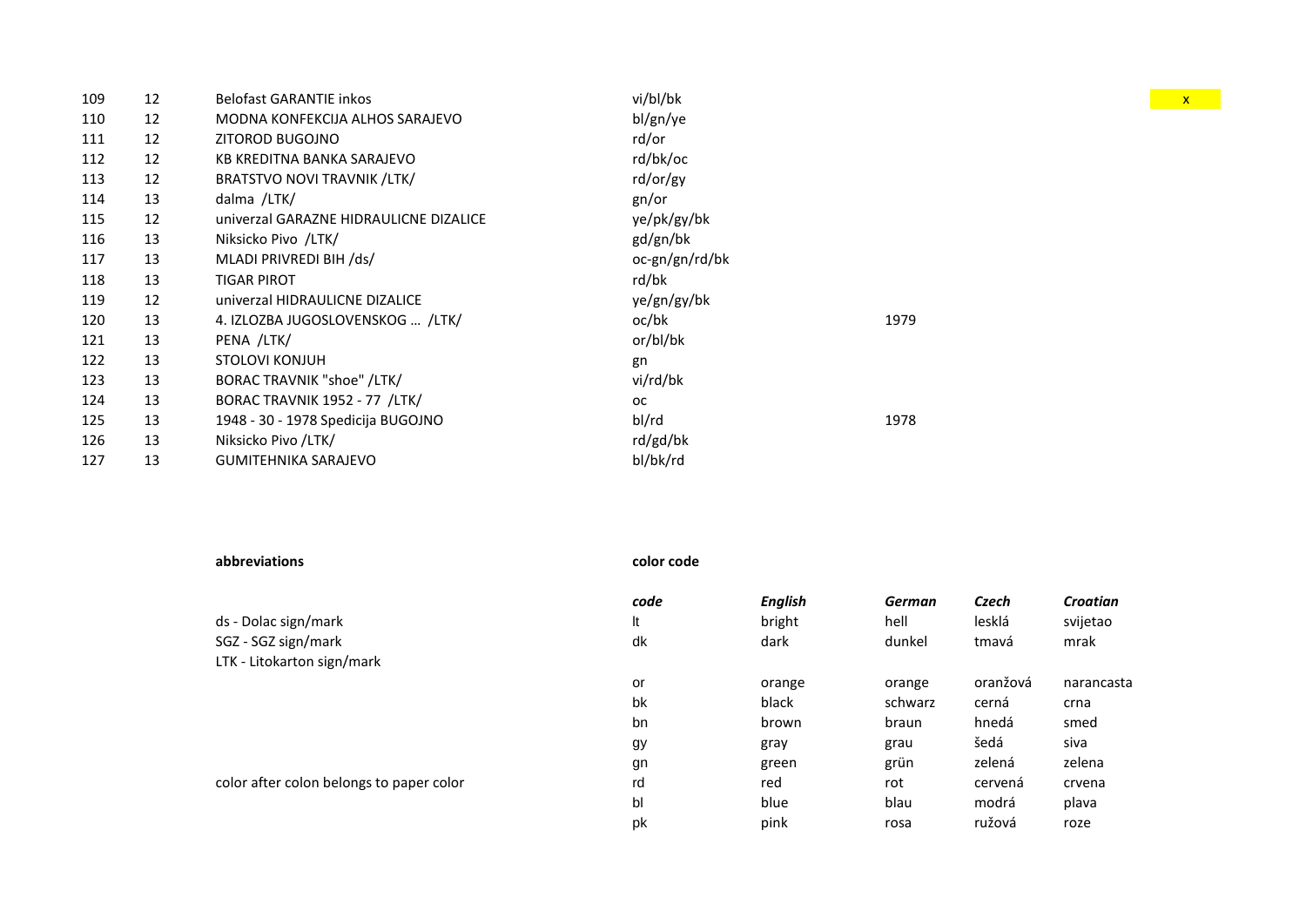| | | | | | |
|---|---|---|---|---|---|
| 109 | 12 | Belofast GARANTIE inkos | vi/bl/bk | | x |
| 110 | 12 | MODNA KONFEKCIJA ALHOS SARAJEVO | bl/gn/ye | | |
| 111 | 12 | ZITOROD BUGOJNO | rd/or | | |
| 112 | 12 | KB KREDITNA BANKA SARAJEVO | rd/bk/oc | | |
| 113 | 12 | BRATSTVO NOVI TRAVNIK /LTK/ | rd/or/gy | | |
| 114 | 13 | dalma /LTK/ | gn/or | | |
| 115 | 12 | univerzal GARAZNE HIDRAULICNE DIZALICE | ye/pk/gy/bk | | |
| 116 | 13 | Niksicko Pivo /LTK/ | gd/gn/bk | | |
| 117 | 13 | MLADI PRIVREDI BIH /ds/ | oc-gn/gn/rd/bk | | |
| 118 | 13 | TIGAR PIROT | rd/bk | | |
| 119 | 12 | univerzal HIDRAULICNE DIZALICE | ye/gn/gy/bk | | |
| 120 | 13 | 4. IZLOZBA JUGOSLOVENSKOG … /LTK/ | oc/bk | 1979 | |
| 121 | 13 | PENA /LTK/ | or/bl/bk | | |
| 122 | 13 | STOLOVI KONJUH | gn | | |
| 123 | 13 | BORAC TRAVNIK "shoe" /LTK/ | vi/rd/bk | | |
| 124 | 13 | BORAC TRAVNIK 1952 - 77 /LTK/ | oc | | |
| 125 | 13 | 1948 - 30 - 1978 Spedicija BUGOJNO | bl/rd | 1978 | |
| 126 | 13 | Niksicko Pivo /LTK/ | rd/gd/bk | | |
| 127 | 13 | GUMITEHNIKA SARAJEVO | bl/bk/rd | | |

**abbreviations**

ds - Dolac sign/mark
SGZ - SGZ sign/mark
LTK - Litokarton sign/mark

color after colon belongs to paper color

**color code**

| *code* | *English* | *German* | *Czech* | *Croatian* |
|---|---|---|---|---|
| lt | bright | hell | lesklá | svijetao |
| dk | dark | dunkel | tmavá | mrak |
| or | orange | orange | oranžová | narancasta |
| bk | black | schwarz | cerná | crna |
| bn | brown | braun | hnedá | smed |
| gy | gray | grau | šedá | siva |
| gn | green | grün | zelená | zelena |
| rd | red | rot | cervená | crvena |
| bl | blue | blau | modrá | plava |
| pk | pink | rosa | ružová | roze |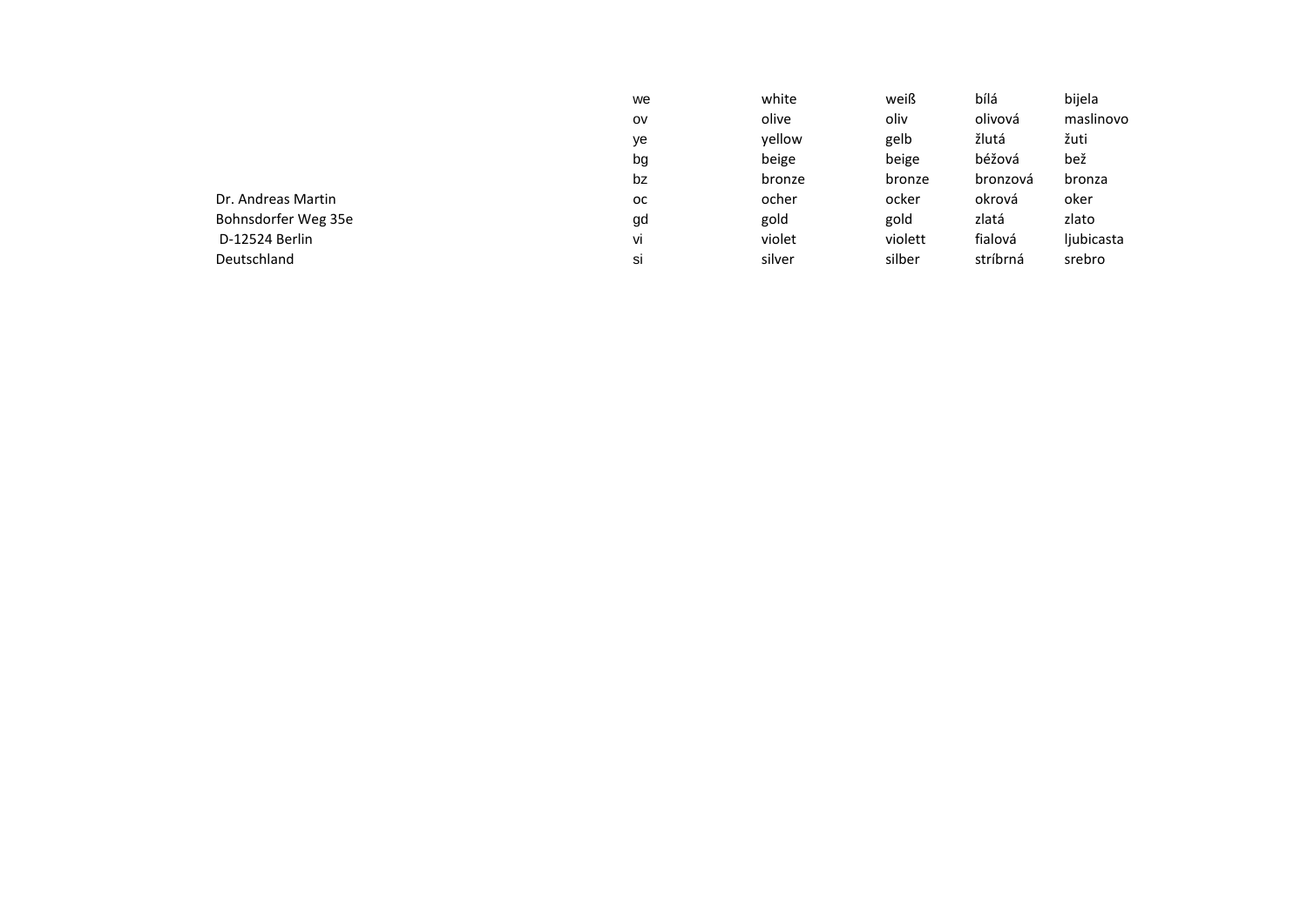Dr. Andreas Martin
Bohnsdorfer Weg 35e
D-12524 Berlin
Deutschland

| | | | | |
|---|---|---|---|---|
| we | white | weiß | bílá | bijela |
| ov | olive | oliv | olivová | maslinovo |
| ye | yellow | gelb | žlutá | žuti |
| bg | beige | beige | béžová | bež |
| bz | bronze | bronze | bronzová | bronza |
| oc | ocher | ocker | okrová | oker |
| gd | gold | gold | zlatá | zlato |
| vi | violet | violett | fialová | ljubicasta |
| si | silver | silber | stríbrná | srebro |